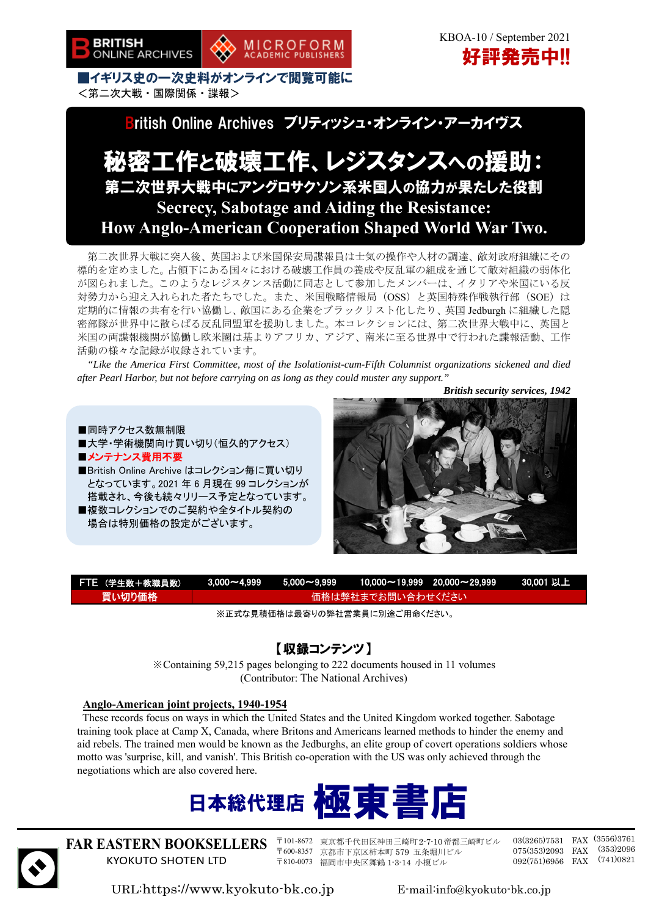BRITISH ONLINE ARCHIVES　MICROFORM ACADEMIC PUBLISHERS

KBOA-10 / September 2021

**好評発売中!!**

**■イギリス史の一次史料がオンラインで閲覧可能に**
＜第二次大戦・国際関係・諜報＞

## British Online Archives　ブリティッシュ・オンライン・アーカイヴス

# 秘密工作と破壊工作、レジスタンスへの援助：
## 第二次世界大戦中にアングロサクソン系米国人の協力が果たした役割
## Secrecy, Sabotage and Aiding the Resistance: How Anglo-American Cooperation Shaped World War Two.

第二次世界大戦に突入後、英国および米国保安局諜報員は士気の操作や人材の調達、敵対政府組織にその標的を定めました。占領下にある国々における破壊工作員の養成や反乱軍の組成を通じて敵対組織の弱体化が図られました。このようなレジスタンス活動に同志として参加したメンバーは、イタリアや米国にいる反対勢力から迎え入れられた者たちでした。また、米国戦略情報局（OSS）と英国特殊作戦執行部（SOE）は定期的に情報の共有を行い協働し、敵国にある企業をブラックリスト化したり、英国 Jedburgh に組織した隠密部隊が世界中に散らばる反乱同盟軍を援助しました。本コレクションには、第二次世界大戦中に、英国と米国の両諜報機関が協働し欧米圏は基よりアフリカ、アジア、南米に至る世界中で行われた諜報活動、工作活動の様々な記録が収録されています。

*"Like the America First Committee, most of the Isolationist-cum-Fifth Columnist organizations sickened and died after Pearl Harbor, but not before carrying on as long as they could muster any support."*

***British security services, 1942***

- ■同時アクセス数無制限
- ■大学・学術機関向け買い切り(恒久的アクセス)
- ■メンテナンス費用不要
- ■British Online Archive はコレクション毎に買い切りとなっています。2021 年 6 月現在 99 コレクションが搭載され、今後も続々リリース予定となっています。
- ■複数コレクションでのご契約や全タイトル契約の場合は特別価格の設定がございます。

| FTE（学生数＋教職員数） | 3,000～4,999 | 5,000～9,999 | 10,000～19,999 | 20,000～29,999 | 30,001 以上 |
| --- | --- | --- | --- | --- | --- |
| 買い切り価格 | 価格は弊社までお問い合わせください | | | | |

※正式な見積価格は最寄りの弊社営業員に別途ご用命ください。

## 【収録コンテンツ】

※Containing 59,215 pages belonging to 222 documents housed in 11 volumes
(Contributor: The National Archives)

**Anglo-American joint projects, 1940-1954**

These records focus on ways in which the United States and the United Kingdom worked together. Sabotage training took place at Camp X, Canada, where Britons and Americans learned methods to hinder the enemy and aid rebels. The trained men would be known as the Jedburghs, an elite group of covert operations soldiers whose motto was 'surprise, kill, and vanish'. This British co-operation with the US was only achieved through the negotiations which are also covered here.

**日本総代理店 極東書店**

**FAR EASTERN BOOKSELLERS**
KYOKUTO SHOTEN LTD

〒101-8672　東京都千代田区神田三崎町2-7-10帝都三崎町ビル　03(3265)7531　FAX (3556)3761
〒600-8357　京都市下京区柿本町 579　五条堀川ビル　075(353)2093　FAX (353)2096
〒810-0073　福岡市中央区舞鶴 1-3-14　小榎ビル　092(751)6956　FAX (741)0821

URL:https://www.kyokuto-bk.co.jp　E-mail:info@kyokuto-bk.co.jp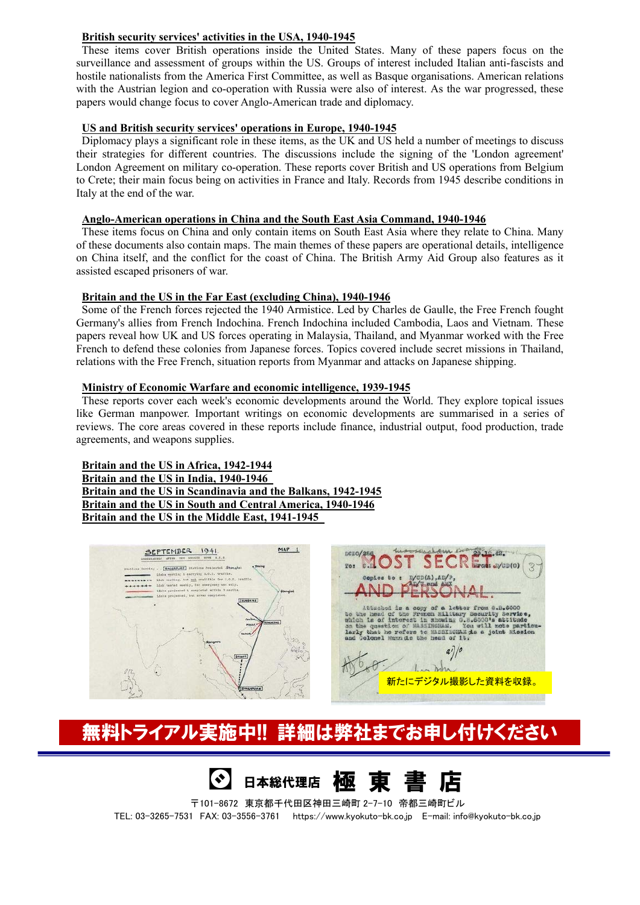**British security services' activities in the USA, 1940-1945**

These items cover British operations inside the United States. Many of these papers focus on the surveillance and assessment of groups within the US. Groups of interest included Italian anti-fascists and hostile nationalists from the America First Committee, as well as Basque organisations. American relations with the Austrian legion and co-operation with Russia were also of interest. As the war progressed, these papers would change focus to cover Anglo-American trade and diplomacy.

**US and British security services' operations in Europe, 1940-1945**

Diplomacy plays a significant role in these items, as the UK and US held a number of meetings to discuss their strategies for different countries. The discussions include the signing of the 'London agreement' London Agreement on military co-operation. These reports cover British and US operations from Belgium to Crete; their main focus being on activities in France and Italy. Records from 1945 describe conditions in Italy at the end of the war.

**Anglo-American operations in China and the South East Asia Command, 1940-1946**

These items focus on China and only contain items on South East Asia where they relate to China. Many of these documents also contain maps. The main themes of these papers are operational details, intelligence on China itself, and the conflict for the coast of China. The British Army Aid Group also features as it assisted escaped prisoners of war.

**Britain and the US in the Far East (excluding China), 1940-1946**

Some of the French forces rejected the 1940 Armistice. Led by Charles de Gaulle, the Free French fought Germany's allies from French Indochina. French Indochina included Cambodia, Laos and Vietnam. These papers reveal how UK and US forces operating in Malaysia, Thailand, and Myanmar worked with the Free French to defend these colonies from Japanese forces. Topics covered include secret missions in Thailand, relations with the Free French, situation reports from Myanmar and attacks on Japanese shipping.

**Ministry of Economic Warfare and economic intelligence, 1939-1945**

These reports cover each week's economic developments around the World. They explore topical issues like German manpower. Important writings on economic developments are summarised in a series of reviews. The core areas covered in these reports include finance, industrial output, food production, trade agreements, and weapons supplies.

**Britain and the US in Africa, 1942-1944**
**Britain and the US in India, 1940-1946**
**Britain and the US in Scandinavia and the Balkans, 1942-1945**
**Britain and the US in South and Central America, 1940-1946**
**Britain and the US in the Middle East, 1941-1945**

新たにデジタル撮影した資料を収録。

**無料トライアル実施中!! 詳細は弊社までお申し付けください**

日本総代理店 **極 東 書 店**

〒101-8672 東京都千代田区神田三崎町 2-7-10 帝都三崎町ビル
TEL: 03-3265-7531 FAX: 03-3556-3761 https://www.kyokuto-bk.co.jp E-mail: info@kyokuto-bk.co.jp